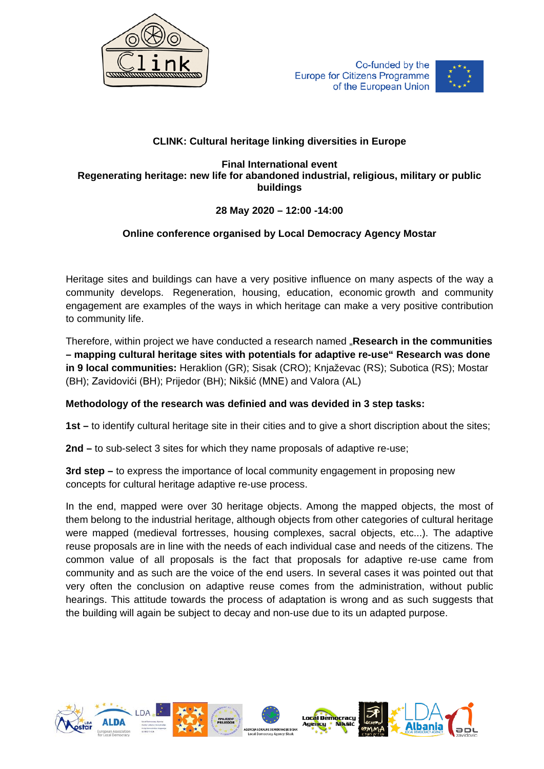Co-funded by the Europe for Citizens Programme of the European Union

**CLINK: Cultural heritage linking diversities in Europe**

**Final International event**
**Regenerating heritage: new life for abandoned industrial, religious, military or public buildings**

**28 May 2020 – 12:00 -14:00**

**Online conference organised by Local Democracy Agency Mostar**

Heritage sites and buildings can have a very positive influence on many aspects of the way a community develops. Regeneration, housing, education, economic growth and community engagement are examples of the ways in which heritage can make a very positive contribution to community life.

Therefore, within project we have conducted a research named „**Research in the communities – mapping cultural heritage sites with potentials for adaptive re-use“ Research was done in 9 local communities:** Heraklion (GR); Sisak (CRO); Knjaževac (RS); Subotica (RS); Mostar (BH); Zavidovići (BH); Prijedor (BH); Nikšić (MNE) and Valora (AL)

**Methodology of the research was definied and was devided in 3 step tasks:**

**1st –** to identify cultural heritage site in their cities and to give a short discription about the sites;

**2nd –** to sub-select 3 sites for which they name proposals of adaptive re-use;

**3rd step –** to express the importance of local community engagement in proposing new concepts for cultural heritage adaptive re-use process.

In the end, mapped were over 30 heritage objects. Among the mapped objects, the most of them belong to the industrial heritage, although objects from other categories of cultural heritage were mapped (medieval fortresses, housing complexes, sacral objects, etc...). The adaptive reuse proposals are in line with the needs of each individual case and needs of the citizens. The common value of all proposals is the fact that proposals for adaptive re-use came from community and as such are the voice of the end users. In several cases it was pointed out that very often the conclusion on adaptive reuse comes from the administration, without public hearings. This attitude towards the process of adaptation is wrong and as such suggests that the building will again be subject to decay and non-use due to its un adapted purpose.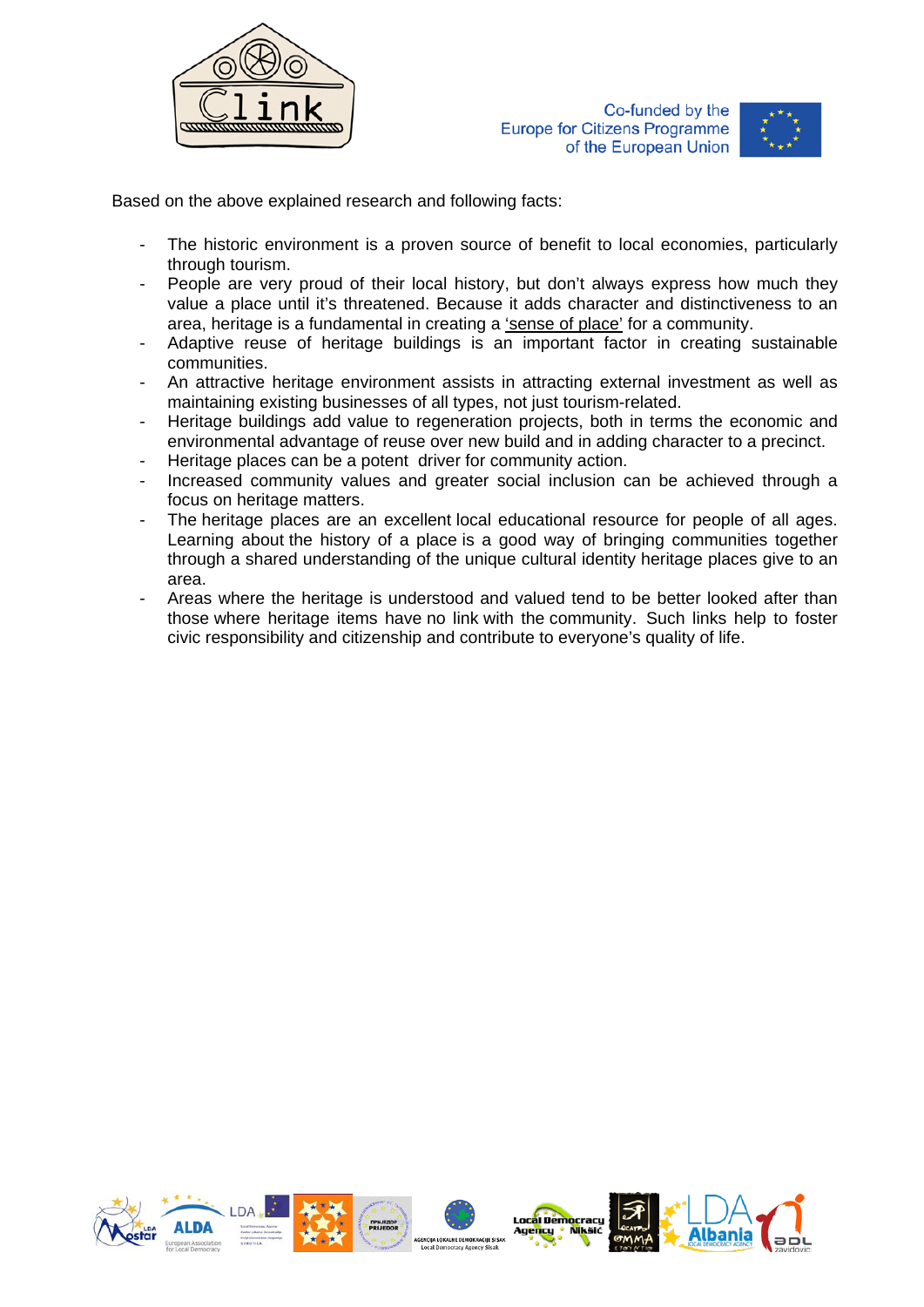Based on the above explained research and following facts:

- The historic environment is a proven source of benefit to local economies, particularly through tourism.
- People are very proud of their local history, but don't always express how much they value a place until it's threatened. Because it adds character and distinctiveness to an area, heritage is a fundamental in creating a 'sense of place' for a community.
- Adaptive reuse of heritage buildings is an important factor in creating sustainable communities.
- An attractive heritage environment assists in attracting external investment as well as maintaining existing businesses of all types, not just tourism-related.
- Heritage buildings add value to regeneration projects, both in terms the economic and environmental advantage of reuse over new build and in adding character to a precinct.
- Heritage places can be a potent driver for community action.
- Increased community values and greater social inclusion can be achieved through a focus on heritage matters.
- The heritage places are an excellent local educational resource for people of all ages. Learning about the history of a place is a good way of bringing communities together through a shared understanding of the unique cultural identity heritage places give to an area.
- Areas where the heritage is understood and valued tend to be better looked after than those where heritage items have no link with the community. Such links help to foster civic responsibility and citizenship and contribute to everyone's quality of life.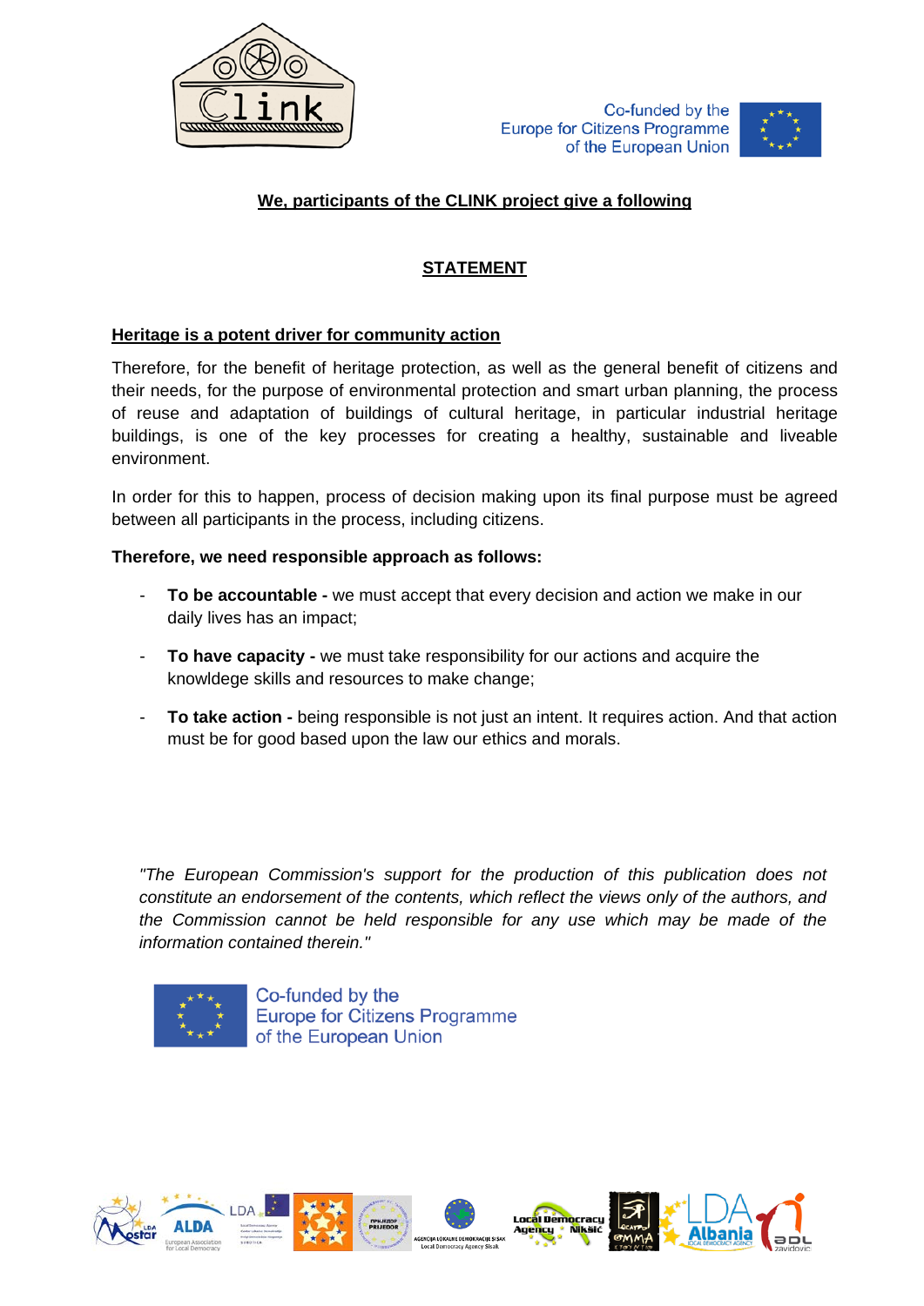Co-funded by the Europe for Citizens Programme of the European Union

**We, participants of the CLINK project give a following**

# STATEMENT

**Heritage is a potent driver for community action**

Therefore, for the benefit of heritage protection, as well as the general benefit of citizens and their needs, for the purpose of environmental protection and smart urban planning, the process of reuse and adaptation of buildings of cultural heritage, in particular industrial heritage buildings, is one of the key processes for creating a healthy, sustainable and liveable environment.

In order for this to happen, process of decision making upon its final purpose must be agreed between all participants in the process, including citizens.

**Therefore, we need responsible approach as follows:**

- **To be accountable -** we must accept that every decision and action we make in our daily lives has an impact;
- **To have capacity -** we must take responsibility for our actions and acquire the knowldege skills and resources to make change;
- **To take action -** being responsible is not just an intent. It requires action. And that action must be for good based upon the law our ethics and morals.

*"The European Commission's support for the production of this publication does not constitute an endorsement of the contents, which reflect the views only of the authors, and the Commission cannot be held responsible for any use which may be made of the information contained therein."*

Co-funded by the Europe for Citizens Programme of the European Union